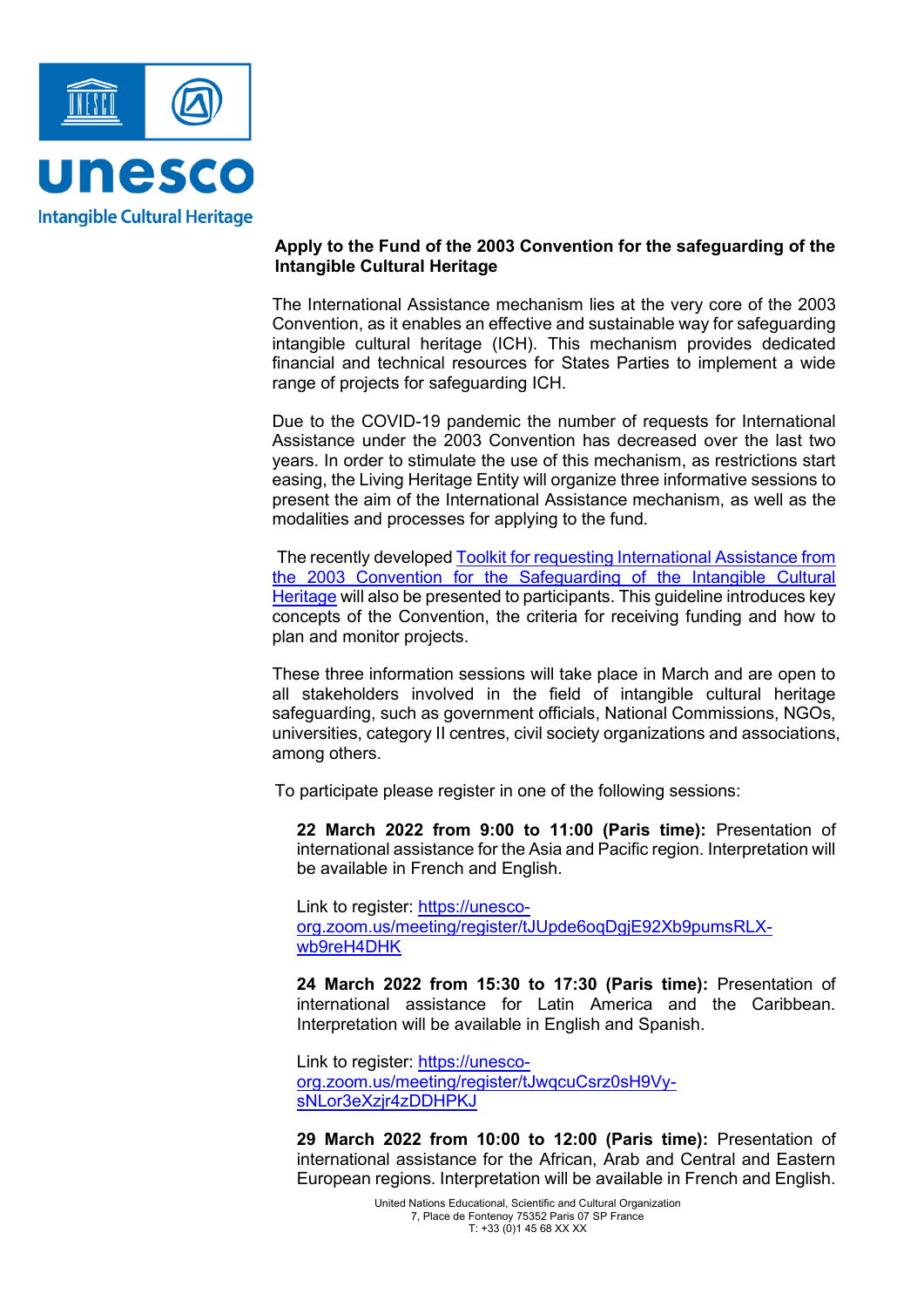**Apply to the Fund of the 2003 Convention for the safeguarding of the Intangible Cultural Heritage**

The International Assistance mechanism lies at the very core of the 2003 Convention, as it enables an effective and sustainable way for safeguarding intangible cultural heritage (ICH). This mechanism provides dedicated financial and technical resources for States Parties to implement a wide range of projects for safeguarding ICH.

Due to the COVID-19 pandemic the number of requests for International Assistance under the 2003 Convention has decreased over the last two years. In order to stimulate the use of this mechanism, as restrictions start easing, the Living Heritage Entity will organize three informative sessions to present the aim of the International Assistance mechanism, as well as the modalities and processes for applying to the fund.

The recently developed Toolkit for requesting International Assistance from the 2003 Convention for the Safeguarding of the Intangible Cultural Heritage will also be presented to participants. This guideline introduces key concepts of the Convention, the criteria for receiving funding and how to plan and monitor projects.

These three information sessions will take place in March and are open to all stakeholders involved in the field of intangible cultural heritage safeguarding, such as government officials, National Commissions, NGOs, universities, category II centres, civil society organizations and associations, among others.

To participate please register in one of the following sessions:

**22 March 2022 from 9:00 to 11:00 (Paris time):** Presentation of international assistance for the Asia and Pacific region. Interpretation will be available in French and English.

Link to register: https://unesco-org.zoom.us/meeting/register/tJUpde6oqDgjE92Xb9pumsRLX-wb9reH4DHK

**24 March 2022 from 15:30 to 17:30 (Paris time):** Presentation of international assistance for Latin America and the Caribbean. Interpretation will be available in English and Spanish.

Link to register: https://unesco-org.zoom.us/meeting/register/tJwqcuCsrz0sH9Vy-sNLor3eXzjr4zDDHPKJ

**29 March 2022 from 10:00 to 12:00 (Paris time):** Presentation of international assistance for the African, Arab and Central and Eastern European regions. Interpretation will be available in French and English.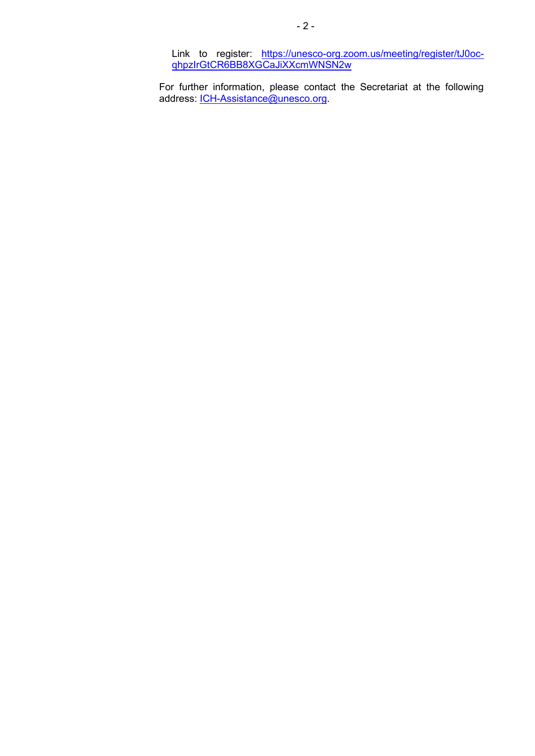Link to register: https://unesco-org.zoom.us/meeting/register/tJ0oc-qhpzIrGtCR6BB8XGCaJiXXcmWNSN2w

For further information, please contact the Secretariat at the following address: ICH-Assistance@unesco.org.